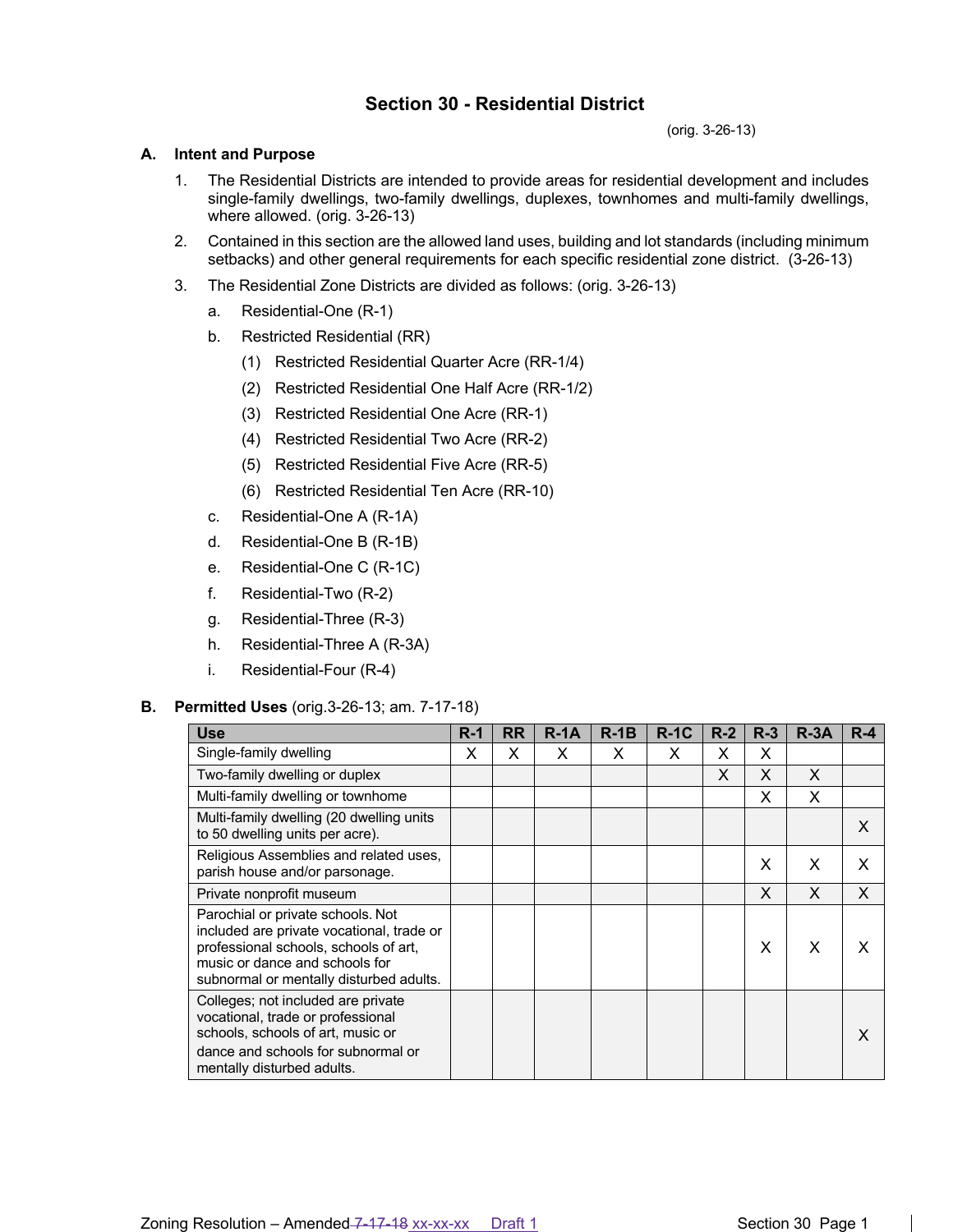## Section 30 - Residential District

(orig. 3-26-13)

**A. Intent and Purpose**

1. The Residential Districts are intended to provide areas for residential development and includes single-family dwellings, two-family dwellings, duplexes, townhomes and multi-family dwellings, where allowed. (orig. 3-26-13)
2. Contained in this section are the allowed land uses, building and lot standards (including minimum setbacks) and other general requirements for each specific residential zone district. (3-26-13)
3. The Residential Zone Districts are divided as follows: (orig. 3-26-13)
   a. Residential-One (R-1)
   b. Restricted Residential (RR)
      (1) Restricted Residential Quarter Acre (RR-1/4)
      (2) Restricted Residential One Half Acre (RR-1/2)
      (3) Restricted Residential One Acre (RR-1)
      (4) Restricted Residential Two Acre (RR-2)
      (5) Restricted Residential Five Acre (RR-5)
      (6) Restricted Residential Ten Acre (RR-10)
   c. Residential-One A (R-1A)
   d. Residential-One B (R-1B)
   e. Residential-One C (R-1C)
   f. Residential-Two (R-2)
   g. Residential-Three (R-3)
   h. Residential-Three A (R-3A)
   i. Residential-Four (R-4)

**B. Permitted Uses** (orig.3-26-13; am. 7-17-18)

| Use | R-1 | RR | R-1A | R-1B | R-1C | R-2 | R-3 | R-3A | R-4 |
|---|---|---|---|---|---|---|---|---|---|
| Single-family dwelling | X | X | X | X | X | X | X | | |
| Two-family dwelling or duplex | | | | | | X | X | X | |
| Multi-family dwelling or townhome | | | | | | | X | X | |
| Multi-family dwelling (20 dwelling units to 50 dwelling units per acre). | | | | | | | | | X |
| Religious Assemblies and related uses, parish house and/or parsonage. | | | | | | | X | X | X |
| Private nonprofit museum | | | | | | | X | X | X |
| Parochial or private schools. Not included are private vocational, trade or professional schools, schools of art, music or dance and schools for subnormal or mentally disturbed adults. | | | | | | | X | X | X |
| Colleges; not included are private vocational, trade or professional schools, schools of art, music or dance and schools for subnormal or mentally disturbed adults. | | | | | | | | | X |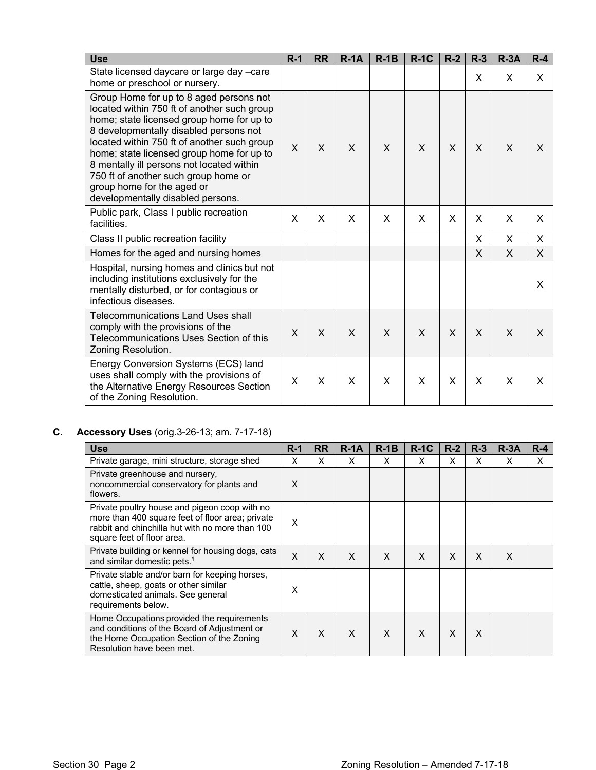| Use | R-1 | RR | R-1A | R-1B | R-1C | R-2 | R-3 | R-3A | R-4 |
|---|---|---|---|---|---|---|---|---|---|
| State licensed daycare or large day –care home or preschool or nursery. | | | | | | | X | X | X |
| Group Home for up to 8 aged persons not located within 750 ft of another such group home; state licensed group home for up to 8 developmentally disabled persons not located within 750 ft of another such group home; state licensed group home for up to 8 mentally ill persons not located within 750 ft of another such group home or group home for the aged or developmentally disabled persons. | X | X | X | X | X | X | X | X | X |
| Public park, Class I public recreation facilities. | X | X | X | X | X | X | X | X | X |
| Class II public recreation facility | | | | | | | X | X | X |
| Homes for the aged and nursing homes | | | | | | | X | X | X |
| Hospital, nursing homes and clinics but not including institutions exclusively for the mentally disturbed, or for contagious or infectious diseases. | | | | | | | | | X |
| Telecommunications Land Uses shall comply with the provisions of the Telecommunications Uses Section of this Zoning Resolution. | X | X | X | X | X | X | X | X | X |
| Energy Conversion Systems (ECS) land uses shall comply with the provisions of the Alternative Energy Resources Section of the Zoning Resolution. | X | X | X | X | X | X | X | X | X |

**C. Accessory Uses** (orig.3-26-13; am. 7-17-18)

| Use | R-1 | RR | R-1A | R-1B | R-1C | R-2 | R-3 | R-3A | R-4 |
|---|---|---|---|---|---|---|---|---|---|
| Private garage, mini structure, storage shed | X | X | X | X | X | X | X | X | X |
| Private greenhouse and nursery, noncommercial conservatory for plants and flowers. | X | | | | | | | | |
| Private poultry house and pigeon coop with no more than 400 square feet of floor area; private rabbit and chinchilla hut with no more than 100 square feet of floor area. | X | | | | | | | | |
| Private building or kennel for housing dogs, cats and similar domestic pets.[1] | X | X | X | X | X | X | X | X | |
| Private stable and/or barn for keeping horses, cattle, sheep, goats or other similar domesticated animals. See general requirements below. | X | | | | | | | | |
| Home Occupations provided the requirements and conditions of the Board of Adjustment or the Home Occupation Section of the Zoning Resolution have been met. | X | X | X | X | X | X | X | | |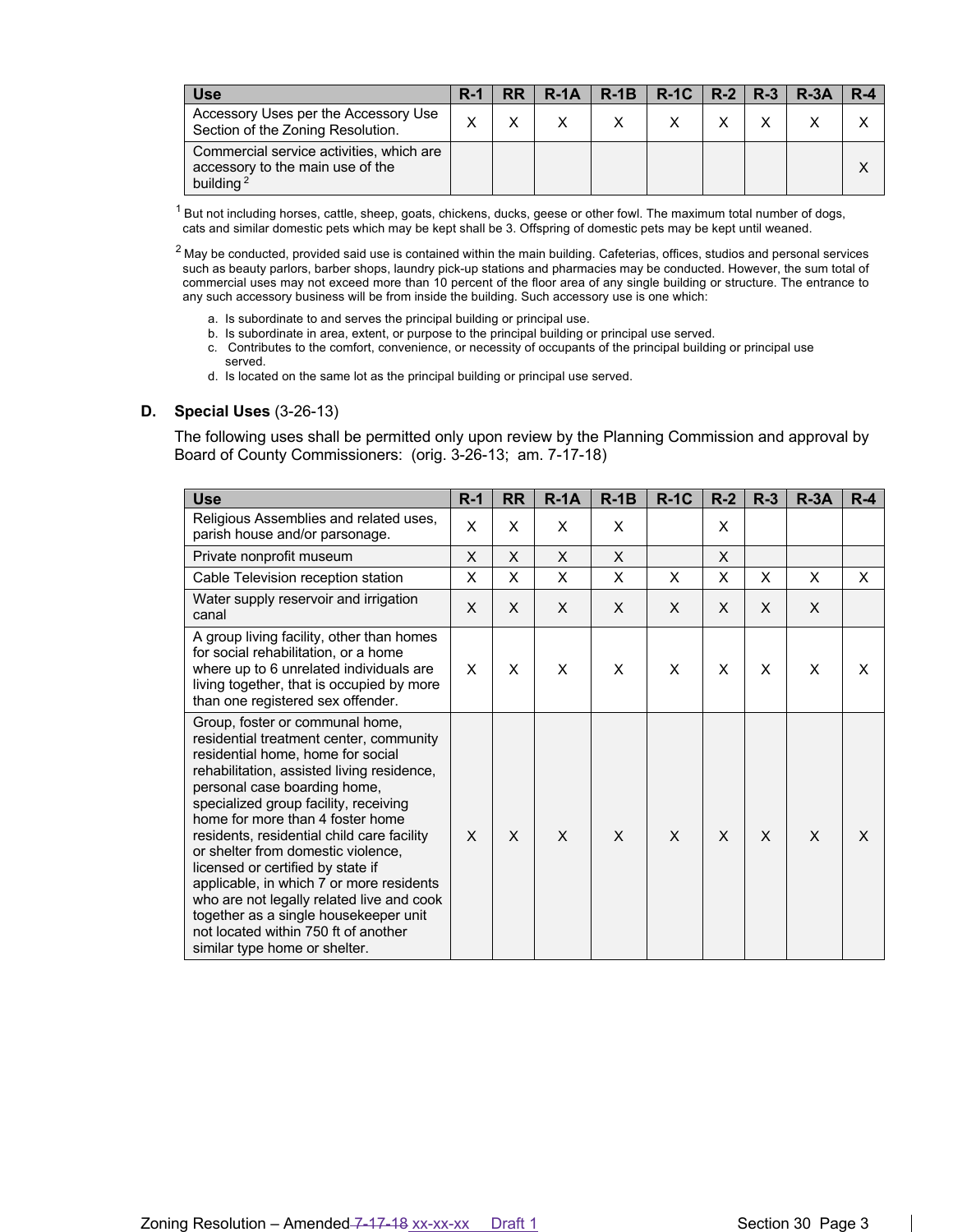| Use | R-1 | RR | R-1A | R-1B | R-1C | R-2 | R-3 | R-3A | R-4 |
|---|---|---|---|---|---|---|---|---|---|
| Accessory Uses per the Accessory Use Section of the Zoning Resolution. | X | X | X | X | X | X | X | X | X |
| Commercial service activities, which are accessory to the main use of the building [2] | | | | | | | | | X |

[1] But not including horses, cattle, sheep, goats, chickens, ducks, geese or other fowl. The maximum total number of dogs, cats and similar domestic pets which may be kept shall be 3. Offspring of domestic pets may be kept until weaned.

[2] May be conducted, provided said use is contained within the main building. Cafeterias, offices, studios and personal services such as beauty parlors, barber shops, laundry pick-up stations and pharmacies may be conducted. However, the sum total of commercial uses may not exceed more than 10 percent of the floor area of any single building or structure. The entrance to any such accessory business will be from inside the building. Such accessory use is one which:

a. Is subordinate to and serves the principal building or principal use.
b. Is subordinate in area, extent, or purpose to the principal building or principal use served.
c. Contributes to the comfort, convenience, or necessity of occupants of the principal building or principal use served.
d. Is located on the same lot as the principal building or principal use served.

**D. Special Uses** (3-26-13)

The following uses shall be permitted only upon review by the Planning Commission and approval by Board of County Commissioners: (orig. 3-26-13; am. 7-17-18)

| Use | R-1 | RR | R-1A | R-1B | R-1C | R-2 | R-3 | R-3A | R-4 |
|---|---|---|---|---|---|---|---|---|---|
| Religious Assemblies and related uses, parish house and/or parsonage. | X | X | X | X | | X | | | |
| Private nonprofit museum | X | X | X | X | | X | | | |
| Cable Television reception station | X | X | X | X | X | X | X | X | X |
| Water supply reservoir and irrigation canal | X | X | X | X | X | X | X | X | |
| A group living facility, other than homes for social rehabilitation, or a home where up to 6 unrelated individuals are living together, that is occupied by more than one registered sex offender. | X | X | X | X | X | X | X | X | X |
| Group, foster or communal home, residential treatment center, community residential home, home for social rehabilitation, assisted living residence, personal case boarding home, specialized group facility, receiving home for more than 4 foster home residents, residential child care facility or shelter from domestic violence, licensed or certified by state if applicable, in which 7 or more residents who are not legally related live and cook together as a single housekeeper unit not located within 750 ft of another similar type home or shelter. | X | X | X | X | X | X | X | X | X |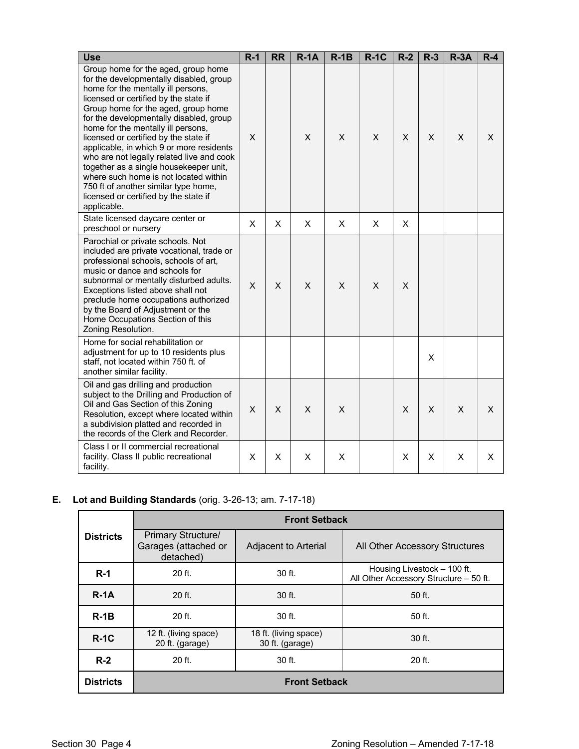| Use | R-1 | RR | R-1A | R-1B | R-1C | R-2 | R-3 | R-3A | R-4 |
|---|---|---|---|---|---|---|---|---|---|
| Group home for the aged, group home for the developmentally disabled, group home for the mentally ill persons, licensed or certified by the state if Group home for the aged, group home for the developmentally disabled, group home for the mentally ill persons, licensed or certified by the state if applicable, in which 9 or more residents who are not legally related live and cook together as a single housekeeper unit, where such home is not located within 750 ft of another similar type home, licensed or certified by the state if applicable. | X | | X | X | X | X | X | X | X |
| State licensed daycare center or preschool or nursery | X | X | X | X | X | X | | | |
| Parochial or private schools. Not included are private vocational, trade or professional schools, schools of art, music or dance and schools for subnormal or mentally disturbed adults. Exceptions listed above shall not preclude home occupations authorized by the Board of Adjustment or the Home Occupations Section of this Zoning Resolution. | X | X | X | X | X | X | | | |
| Home for social rehabilitation or adjustment for up to 10 residents plus staff, not located within 750 ft. of another similar facility. | | | | | | | X | | |
| Oil and gas drilling and production subject to the Drilling and Production of Oil and Gas Section of this Zoning Resolution, except where located within a subdivision platted and recorded in the records of the Clerk and Recorder. | X | X | X | X | | X | X | X | X |
| Class I or II commercial recreational facility. Class II public recreational facility. | X | X | X | X | | X | X | X | X |

**E. Lot and Building Standards** (orig. 3-26-13; am. 7-17-18)

| Districts | Front Setback | | |
|---|---|---|---|
| | Primary Structure/ Garages (attached or detached) | Adjacent to Arterial | All Other Accessory Structures |
| **R-1** | 20 ft. | 30 ft. | Housing Livestock – 100 ft.<br>All Other Accessory Structure – 50 ft. |
| **R-1A** | 20 ft. | 30 ft. | 50 ft. |
| **R-1B** | 20 ft. | 30 ft. | 50 ft. |
| **R-1C** | 12 ft. (living space)<br>20 ft. (garage) | 18 ft. (living space)<br>30 ft. (garage) | 30 ft. |
| **R-2** | 20 ft. | 30 ft. | 20 ft. |
| **Districts** | **Front Setback** | | |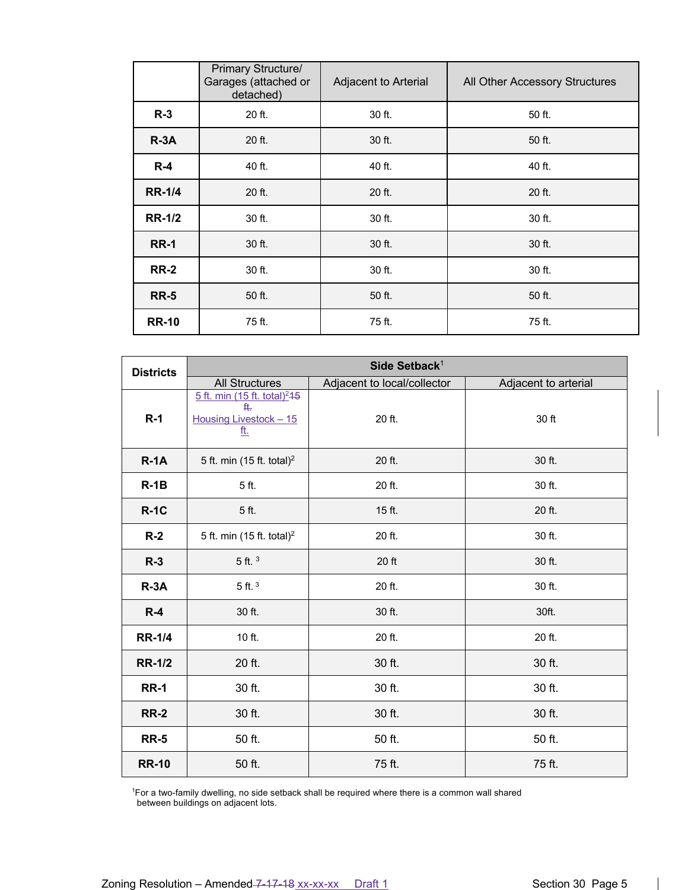| | Primary Structure/ Garages (attached or detached) | Adjacent to Arterial | All Other Accessory Structures |
|---|---|---|---|
| **R-3** | 20 ft. | 30 ft. | 50 ft. |
| **R-3A** | 20 ft. | 30 ft. | 50 ft. |
| **R-4** | 40 ft. | 40 ft. | 40 ft. |
| **RR-1/4** | 20 ft. | 20 ft. | 20 ft. |
| **RR-1/2** | 30 ft. | 30 ft. | 30 ft. |
| **RR-1** | 30 ft. | 30 ft. | 30 ft. |
| **RR-2** | 30 ft. | 30 ft. | 30 ft. |
| **RR-5** | 50 ft. | 50 ft. | 50 ft. |
| **RR-10** | 75 ft. | 75 ft. | 75 ft. |

| **Districts** | **Side Setback**[1] | | |
|---|---|---|---|
| | All Structures | Adjacent to local/collector | Adjacent to arterial |
| **R-1** | 5 ft. min (15 ft. total)[2] ~~15 ft.~~ Housing Livestock – 15 ft. | 20 ft. | 30 ft |
| **R-1A** | 5 ft. min (15 ft. total)[2] | 20 ft. | 30 ft. |
| **R-1B** | 5 ft. | 20 ft. | 30 ft. |
| **R-1C** | 5 ft. | 15 ft. | 20 ft. |
| **R-2** | 5 ft. min (15 ft. total)[2] | 20 ft. | 30 ft. |
| **R-3** | 5 ft. [3] | 20 ft | 30 ft. |
| **R-3A** | 5 ft. [3] | 20 ft. | 30 ft. |
| **R-4** | 30 ft. | 30 ft. | 30ft. |
| **RR-1/4** | 10 ft. | 20 ft. | 20 ft. |
| **RR-1/2** | 20 ft. | 30 ft. | 30 ft. |
| **RR-1** | 30 ft. | 30 ft. | 30 ft. |
| **RR-2** | 30 ft. | 30 ft. | 30 ft. |
| **RR-5** | 50 ft. | 50 ft. | 50 ft. |
| **RR-10** | 50 ft. | 75 ft. | 75 ft. |

[1]For a two-family dwelling, no side setback shall be required where there is a common wall shared between buildings on adjacent lots.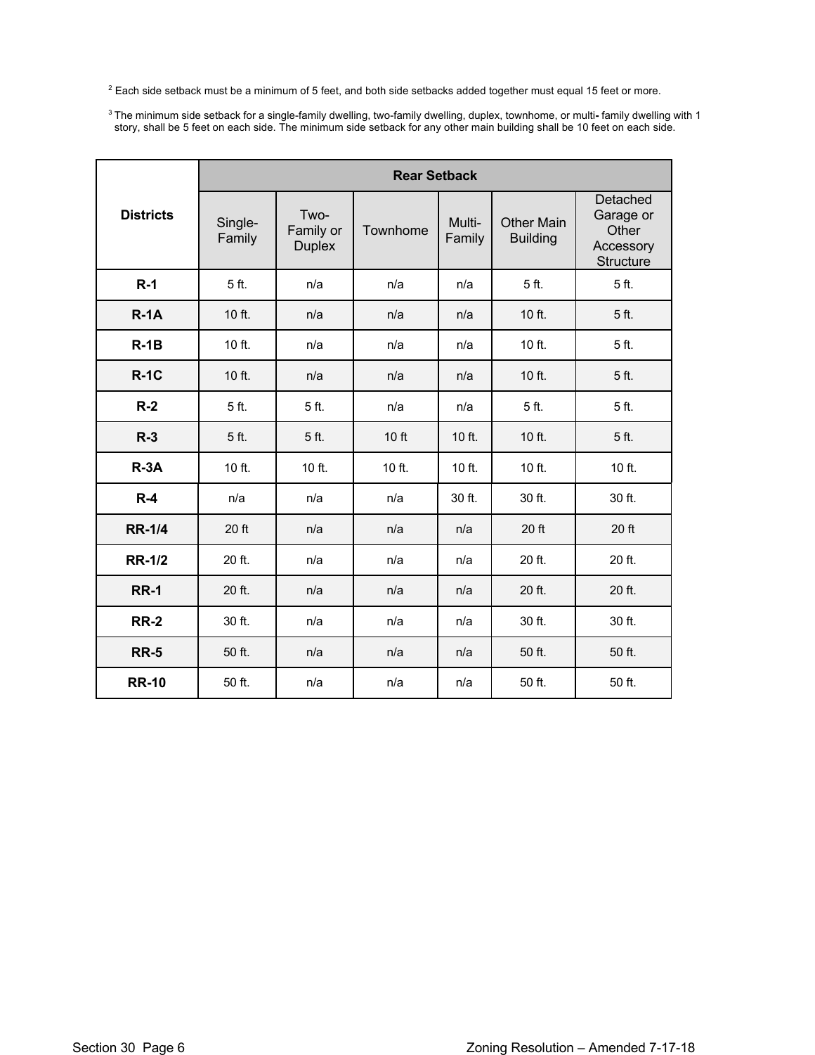[2] Each side setback must be a minimum of 5 feet, and both side setbacks added together must equal 15 feet or more.

[3] The minimum side setback for a single-family dwelling, two-family dwelling, duplex, townhome, or multi- family dwelling with 1 story, shall be 5 feet on each side. The minimum side setback for any other main building shall be 10 feet on each side.

| Districts | Rear Setback | | | | | |
|---|---|---|---|---|---|---|
| | Single-Family | Two-Family or Duplex | Townhome | Multi-Family | Other Main Building | Detached Garage or Other Accessory Structure |
| **R-1** | 5 ft. | n/a | n/a | n/a | 5 ft. | 5 ft. |
| **R-1A** | 10 ft. | n/a | n/a | n/a | 10 ft. | 5 ft. |
| **R-1B** | 10 ft. | n/a | n/a | n/a | 10 ft. | 5 ft. |
| **R-1C** | 10 ft. | n/a | n/a | n/a | 10 ft. | 5 ft. |
| **R-2** | 5 ft. | 5 ft. | n/a | n/a | 5 ft. | 5 ft. |
| **R-3** | 5 ft. | 5 ft. | 10 ft | 10 ft. | 10 ft. | 5 ft. |
| **R-3A** | 10 ft. | 10 ft. | 10 ft. | 10 ft. | 10 ft. | 10 ft. |
| **R-4** | n/a | n/a | n/a | 30 ft. | 30 ft. | 30 ft. |
| **RR-1/4** | 20 ft | n/a | n/a | n/a | 20 ft | 20 ft |
| **RR-1/2** | 20 ft. | n/a | n/a | n/a | 20 ft. | 20 ft. |
| **RR-1** | 20 ft. | n/a | n/a | n/a | 20 ft. | 20 ft. |
| **RR-2** | 30 ft. | n/a | n/a | n/a | 30 ft. | 30 ft. |
| **RR-5** | 50 ft. | n/a | n/a | n/a | 50 ft. | 50 ft. |
| **RR-10** | 50 ft. | n/a | n/a | n/a | 50 ft. | 50 ft. |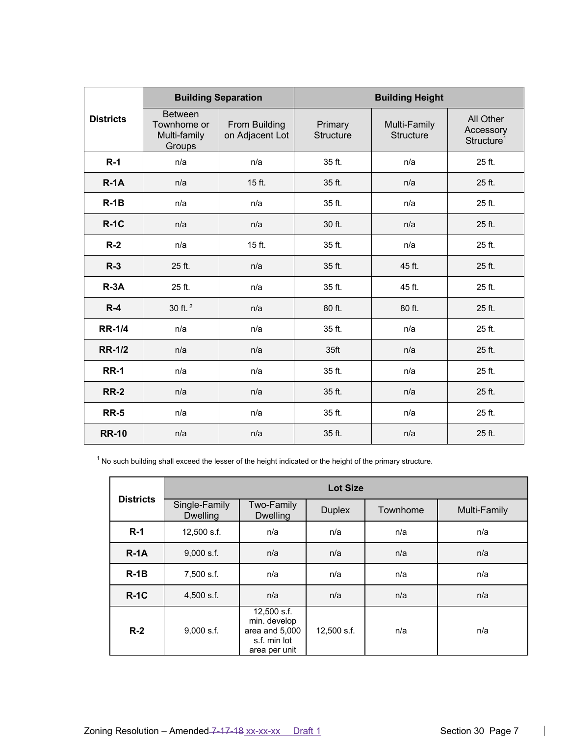| Districts | Building Separation | | Building Height | | |
|---|---|---|---|---|---|
| | Between Townhome or Multi-family Groups | From Building on Adjacent Lot | Primary Structure | Multi-Family Structure | All Other Accessory Structure[1] |
| **R-1** | n/a | n/a | 35 ft. | n/a | 25 ft. |
| **R-1A** | n/a | 15 ft. | 35 ft. | n/a | 25 ft. |
| **R-1B** | n/a | n/a | 35 ft. | n/a | 25 ft. |
| **R-1C** | n/a | n/a | 30 ft. | n/a | 25 ft. |
| **R-2** | n/a | 15 ft. | 35 ft. | n/a | 25 ft. |
| **R-3** | 25 ft. | n/a | 35 ft. | 45 ft. | 25 ft. |
| **R-3A** | 25 ft. | n/a | 35 ft. | 45 ft. | 25 ft. |
| **R-4** | 30 ft. [2] | n/a | 80 ft. | 80 ft. | 25 ft. |
| **RR-1/4** | n/a | n/a | 35 ft. | n/a | 25 ft. |
| **RR-1/2** | n/a | n/a | 35ft | n/a | 25 ft. |
| **RR-1** | n/a | n/a | 35 ft. | n/a | 25 ft. |
| **RR-2** | n/a | n/a | 35 ft. | n/a | 25 ft. |
| **RR-5** | n/a | n/a | 35 ft. | n/a | 25 ft. |
| **RR-10** | n/a | n/a | 35 ft. | n/a | 25 ft. |

[1] No such building shall exceed the lesser of the height indicated or the height of the primary structure.

| Districts | Lot Size | | | | |
|---|---|---|---|---|---|
| | Single-Family Dwelling | Two-Family Dwelling | Duplex | Townhome | Multi-Family |
| **R-1** | 12,500 s.f. | n/a | n/a | n/a | n/a |
| **R-1A** | 9,000 s.f. | n/a | n/a | n/a | n/a |
| **R-1B** | 7,500 s.f. | n/a | n/a | n/a | n/a |
| **R-1C** | 4,500 s.f. | n/a | n/a | n/a | n/a |
| **R-2** | 9,000 s.f. | 12,500 s.f. min. develop area and 5,000 s.f. min lot area per unit | 12,500 s.f. | n/a | n/a |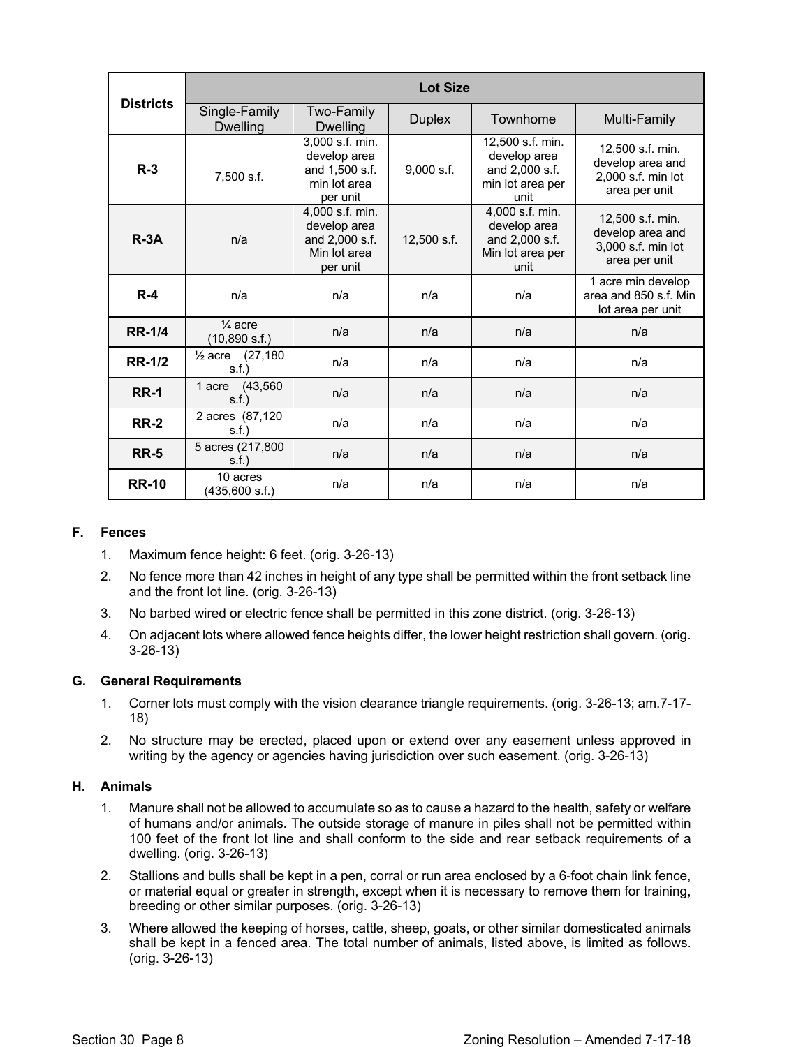| Districts | Lot Size | | | | |
|---|---|---|---|---|---|
| | Single-Family Dwelling | Two-Family Dwelling | Duplex | Townhome | Multi-Family |
| **R-3** | 7,500 s.f. | 3,000 s.f. min. develop area and 1,500 s.f. min lot area per unit | 9,000 s.f. | 12,500 s.f. min. develop area and 2,000 s.f. min lot area per unit | 12,500 s.f. min. develop area and 2,000 s.f. min lot area per unit |
| **R-3A** | n/a | 4,000 s.f. min. develop area and 2,000 s.f. Min lot area per unit | 12,500 s.f. | 4,000 s.f. min. develop area and 2,000 s.f. Min lot area per unit | 12,500 s.f. min. develop area and 3,000 s.f. min lot area per unit |
| **R-4** | n/a | n/a | n/a | n/a | 1 acre min develop area and 850 s.f. Min lot area per unit |
| **RR-1/4** | ¼ acre (10,890 s.f.) | n/a | n/a | n/a | n/a |
| **RR-1/2** | ½ acre (27,180 s.f.) | n/a | n/a | n/a | n/a |
| **RR-1** | 1 acre (43,560 s.f.) | n/a | n/a | n/a | n/a |
| **RR-2** | 2 acres (87,120 s.f.) | n/a | n/a | n/a | n/a |
| **RR-5** | 5 acres (217,800 s.f.) | n/a | n/a | n/a | n/a |
| **RR-10** | 10 acres (435,600 s.f.) | n/a | n/a | n/a | n/a |

**F. Fences**

1. Maximum fence height: 6 feet. (orig. 3-26-13)
2. No fence more than 42 inches in height of any type shall be permitted within the front setback line and the front lot line. (orig. 3-26-13)
3. No barbed wired or electric fence shall be permitted in this zone district. (orig. 3-26-13)
4. On adjacent lots where allowed fence heights differ, the lower height restriction shall govern. (orig. 3-26-13)

**G. General Requirements**

1. Corner lots must comply with the vision clearance triangle requirements. (orig. 3-26-13; am.7-17-18)
2. No structure may be erected, placed upon or extend over any easement unless approved in writing by the agency or agencies having jurisdiction over such easement. (orig. 3-26-13)

**H. Animals**

1. Manure shall not be allowed to accumulate so as to cause a hazard to the health, safety or welfare of humans and/or animals. The outside storage of manure in piles shall not be permitted within 100 feet of the front lot line and shall conform to the side and rear setback requirements of a dwelling. (orig. 3-26-13)
2. Stallions and bulls shall be kept in a pen, corral or run area enclosed by a 6-foot chain link fence, or material equal or greater in strength, except when it is necessary to remove them for training, breeding or other similar purposes. (orig. 3-26-13)
3. Where allowed the keeping of horses, cattle, sheep, goats, or other similar domesticated animals shall be kept in a fenced area. The total number of animals, listed above, is limited as follows. (orig. 3-26-13)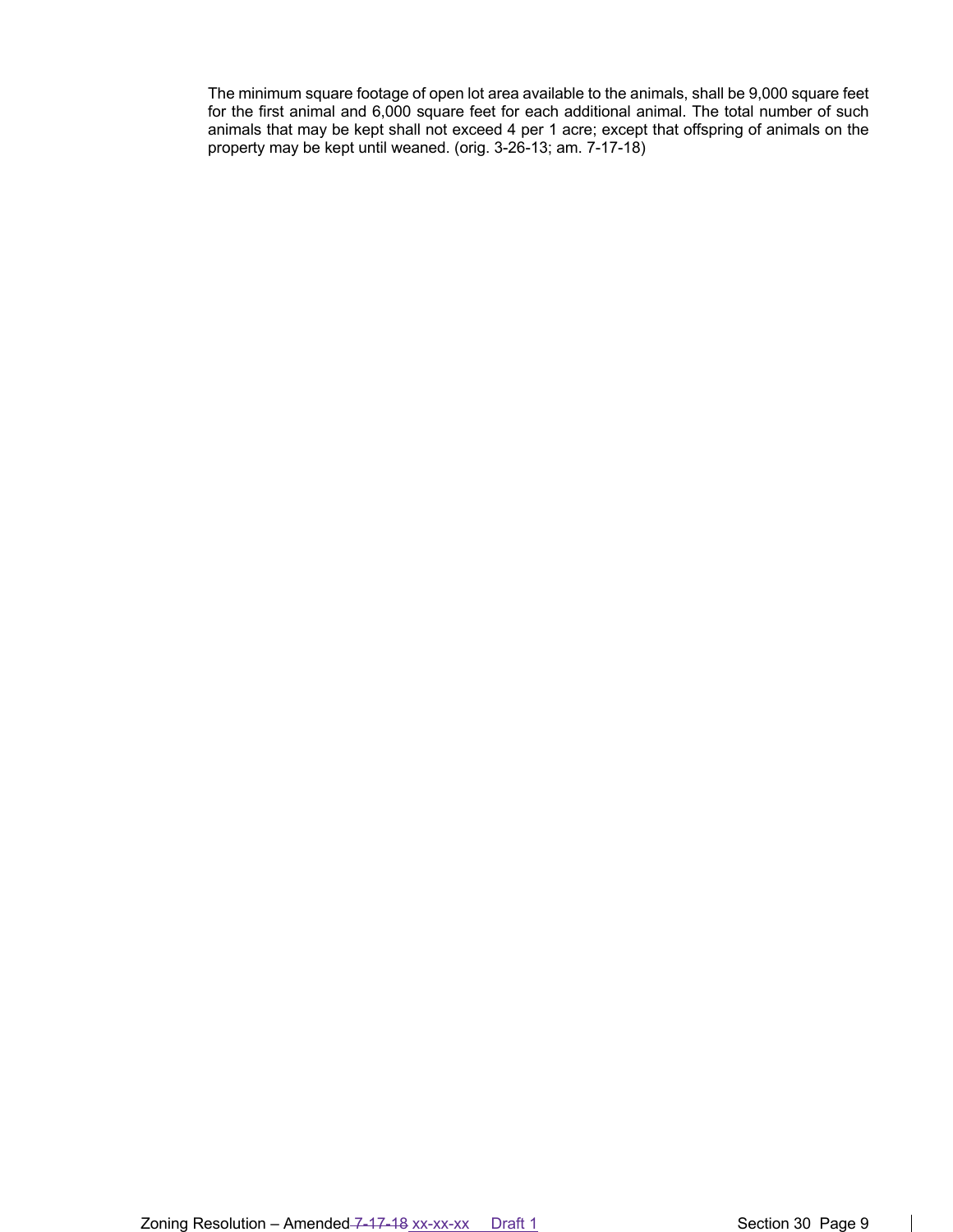The minimum square footage of open lot area available to the animals, shall be 9,000 square feet for the first animal and 6,000 square feet for each additional animal. The total number of such animals that may be kept shall not exceed 4 per 1 acre; except that offspring of animals on the property may be kept until weaned. (orig. 3-26-13; am. 7-17-18)